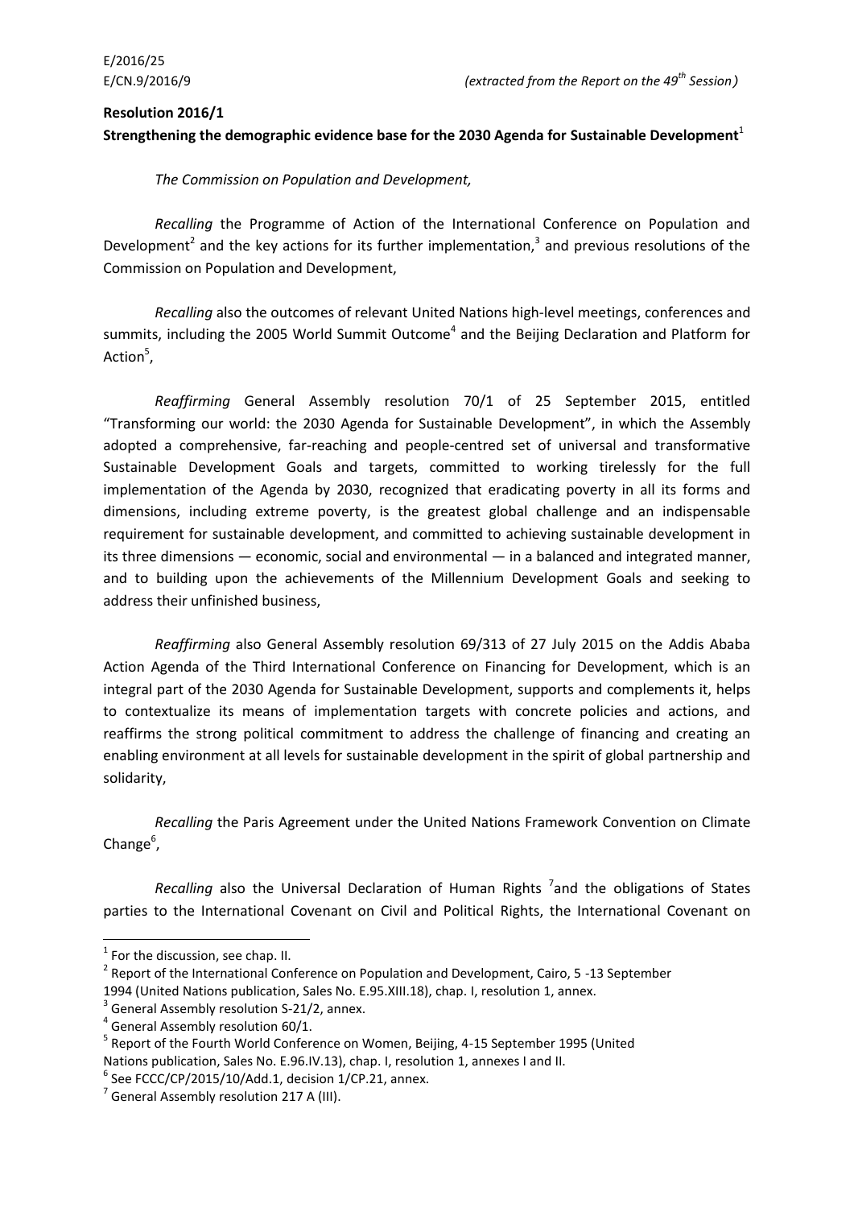E/2016/25
E/CN.9/2016/9 *(extracted from the Report on the 49th Session)*

**Resolution 2016/1**

**Strengthening the demographic evidence base for the 2030 Agenda for Sustainable Development**[1]

*The Commission on Population and Development,*

*Recalling* the Programme of Action of the International Conference on Population and Development[2] and the key actions for its further implementation,[3] and previous resolutions of the Commission on Population and Development,

*Recalling* also the outcomes of relevant United Nations high-level meetings, conferences and summits, including the 2005 World Summit Outcome[4] and the Beijing Declaration and Platform for Action[5],

*Reaffirming* General Assembly resolution 70/1 of 25 September 2015, entitled "Transforming our world: the 2030 Agenda for Sustainable Development", in which the Assembly adopted a comprehensive, far-reaching and people-centred set of universal and transformative Sustainable Development Goals and targets, committed to working tirelessly for the full implementation of the Agenda by 2030, recognized that eradicating poverty in all its forms and dimensions, including extreme poverty, is the greatest global challenge and an indispensable requirement for sustainable development, and committed to achieving sustainable development in its three dimensions — economic, social and environmental — in a balanced and integrated manner, and to building upon the achievements of the Millennium Development Goals and seeking to address their unfinished business,

*Reaffirming* also General Assembly resolution 69/313 of 27 July 2015 on the Addis Ababa Action Agenda of the Third International Conference on Financing for Development, which is an integral part of the 2030 Agenda for Sustainable Development, supports and complements it, helps to contextualize its means of implementation targets with concrete policies and actions, and reaffirms the strong political commitment to address the challenge of financing and creating an enabling environment at all levels for sustainable development in the spirit of global partnership and solidarity,

*Recalling* the Paris Agreement under the United Nations Framework Convention on Climate Change[6],

*Recalling* also the Universal Declaration of Human Rights [7]and the obligations of States parties to the International Covenant on Civil and Political Rights, the International Covenant on

---

[1] For the discussion, see chap. II.

[2] Report of the International Conference on Population and Development, Cairo, 5 -13 September 1994 (United Nations publication, Sales No. E.95.XIII.18), chap. I, resolution 1, annex.

[3] General Assembly resolution S-21/2, annex.

[4] General Assembly resolution 60/1.

[5] Report of the Fourth World Conference on Women, Beijing, 4-15 September 1995 (United Nations publication, Sales No. E.96.IV.13), chap. I, resolution 1, annexes I and II.

[6] See FCCC/CP/2015/10/Add.1, decision 1/CP.21, annex.

[7] General Assembly resolution 217 A (III).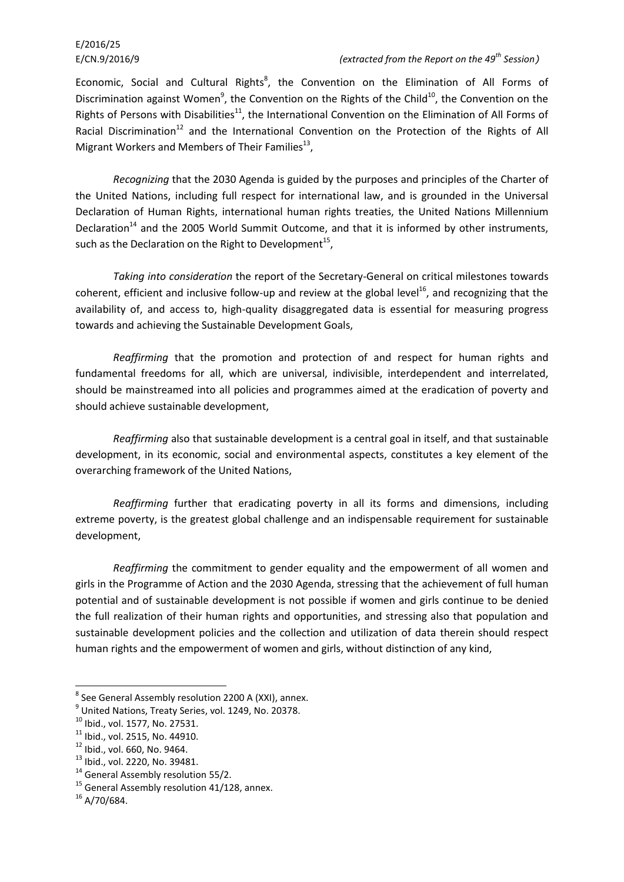Economic, Social and Cultural Rights[8], the Convention on the Elimination of All Forms of Discrimination against Women[9], the Convention on the Rights of the Child[10], the Convention on the Rights of Persons with Disabilities[11], the International Convention on the Elimination of All Forms of Racial Discrimination[12] and the International Convention on the Protection of the Rights of All Migrant Workers and Members of Their Families[13],

*Recognizing* that the 2030 Agenda is guided by the purposes and principles of the Charter of the United Nations, including full respect for international law, and is grounded in the Universal Declaration of Human Rights, international human rights treaties, the United Nations Millennium Declaration[14] and the 2005 World Summit Outcome, and that it is informed by other instruments, such as the Declaration on the Right to Development[15],

*Taking into consideration* the report of the Secretary-General on critical milestones towards coherent, efficient and inclusive follow-up and review at the global level[16], and recognizing that the availability of, and access to, high-quality disaggregated data is essential for measuring progress towards and achieving the Sustainable Development Goals,

*Reaffirming* that the promotion and protection of and respect for human rights and fundamental freedoms for all, which are universal, indivisible, interdependent and interrelated, should be mainstreamed into all policies and programmes aimed at the eradication of poverty and should achieve sustainable development,

*Reaffirming* also that sustainable development is a central goal in itself, and that sustainable development, in its economic, social and environmental aspects, constitutes a key element of the overarching framework of the United Nations,

*Reaffirming* further that eradicating poverty in all its forms and dimensions, including extreme poverty, is the greatest global challenge and an indispensable requirement for sustainable development,

*Reaffirming* the commitment to gender equality and the empowerment of all women and girls in the Programme of Action and the 2030 Agenda, stressing that the achievement of full human potential and of sustainable development is not possible if women and girls continue to be denied the full realization of their human rights and opportunities, and stressing also that population and sustainable development policies and the collection and utilization of data therein should respect human rights and the empowerment of women and girls, without distinction of any kind,

---

[8] See General Assembly resolution 2200 A (XXI), annex.
[9] United Nations, Treaty Series, vol. 1249, No. 20378.
[10] Ibid., vol. 1577, No. 27531.
[11] Ibid., vol. 2515, No. 44910.
[12] Ibid., vol. 660, No. 9464.
[13] Ibid., vol. 2220, No. 39481.
[14] General Assembly resolution 55/2.
[15] General Assembly resolution 41/128, annex.
[16] A/70/684.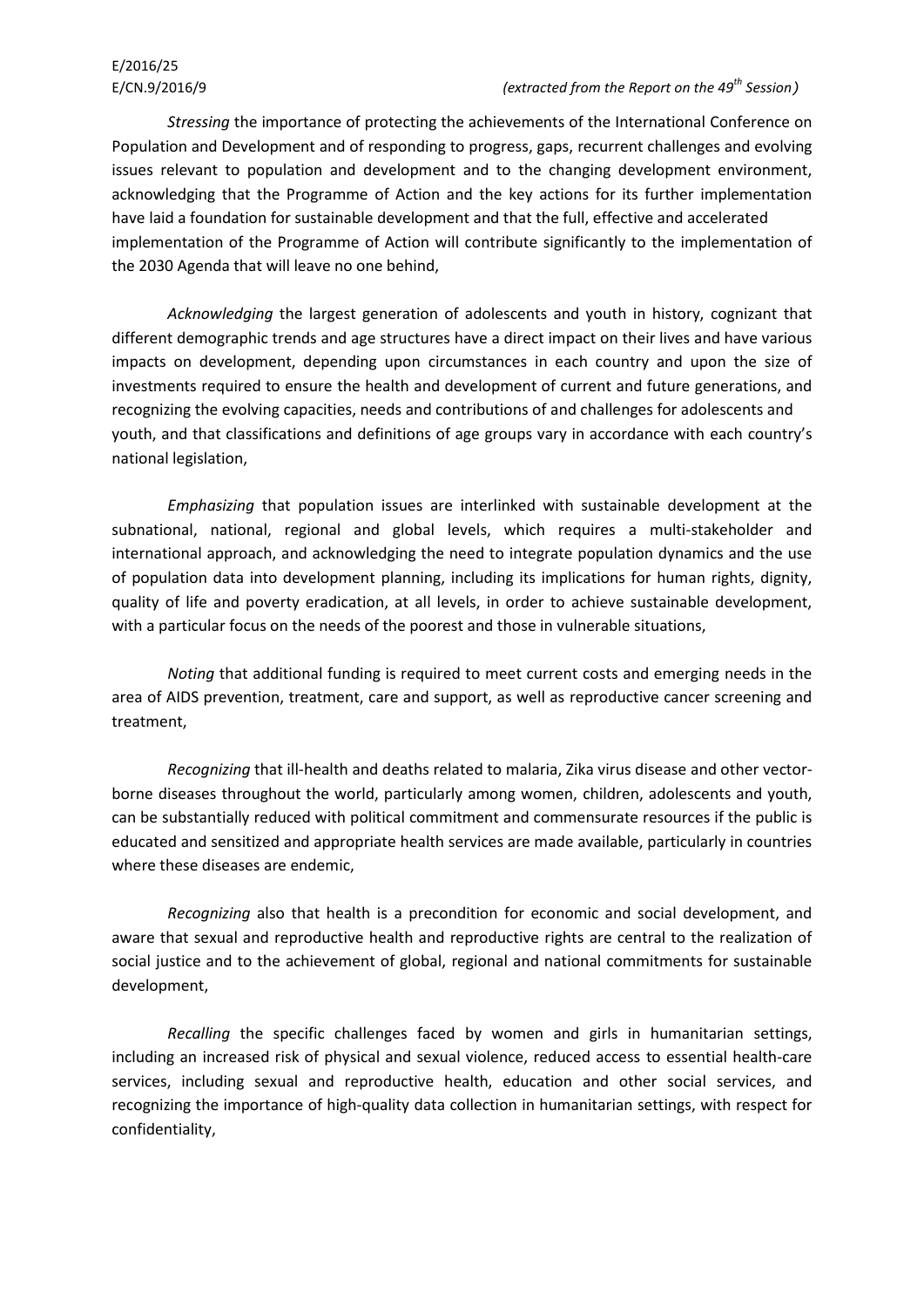*Stressing* the importance of protecting the achievements of the International Conference on Population and Development and of responding to progress, gaps, recurrent challenges and evolving issues relevant to population and development and to the changing development environment, acknowledging that the Programme of Action and the key actions for its further implementation have laid a foundation for sustainable development and that the full, effective and accelerated implementation of the Programme of Action will contribute significantly to the implementation of the 2030 Agenda that will leave no one behind,

*Acknowledging* the largest generation of adolescents and youth in history, cognizant that different demographic trends and age structures have a direct impact on their lives and have various impacts on development, depending upon circumstances in each country and upon the size of investments required to ensure the health and development of current and future generations, and recognizing the evolving capacities, needs and contributions of and challenges for adolescents and youth, and that classifications and definitions of age groups vary in accordance with each country's national legislation,

*Emphasizing* that population issues are interlinked with sustainable development at the subnational, national, regional and global levels, which requires a multi-stakeholder and international approach, and acknowledging the need to integrate population dynamics and the use of population data into development planning, including its implications for human rights, dignity, quality of life and poverty eradication, at all levels, in order to achieve sustainable development, with a particular focus on the needs of the poorest and those in vulnerable situations,

*Noting* that additional funding is required to meet current costs and emerging needs in the area of AIDS prevention, treatment, care and support, as well as reproductive cancer screening and treatment,

*Recognizing* that ill-health and deaths related to malaria, Zika virus disease and other vector-borne diseases throughout the world, particularly among women, children, adolescents and youth, can be substantially reduced with political commitment and commensurate resources if the public is educated and sensitized and appropriate health services are made available, particularly in countries where these diseases are endemic,

*Recognizing* also that health is a precondition for economic and social development, and aware that sexual and reproductive health and reproductive rights are central to the realization of social justice and to the achievement of global, regional and national commitments for sustainable development,

*Recalling* the specific challenges faced by women and girls in humanitarian settings, including an increased risk of physical and sexual violence, reduced access to essential health-care services, including sexual and reproductive health, education and other social services, and recognizing the importance of high-quality data collection in humanitarian settings, with respect for confidentiality,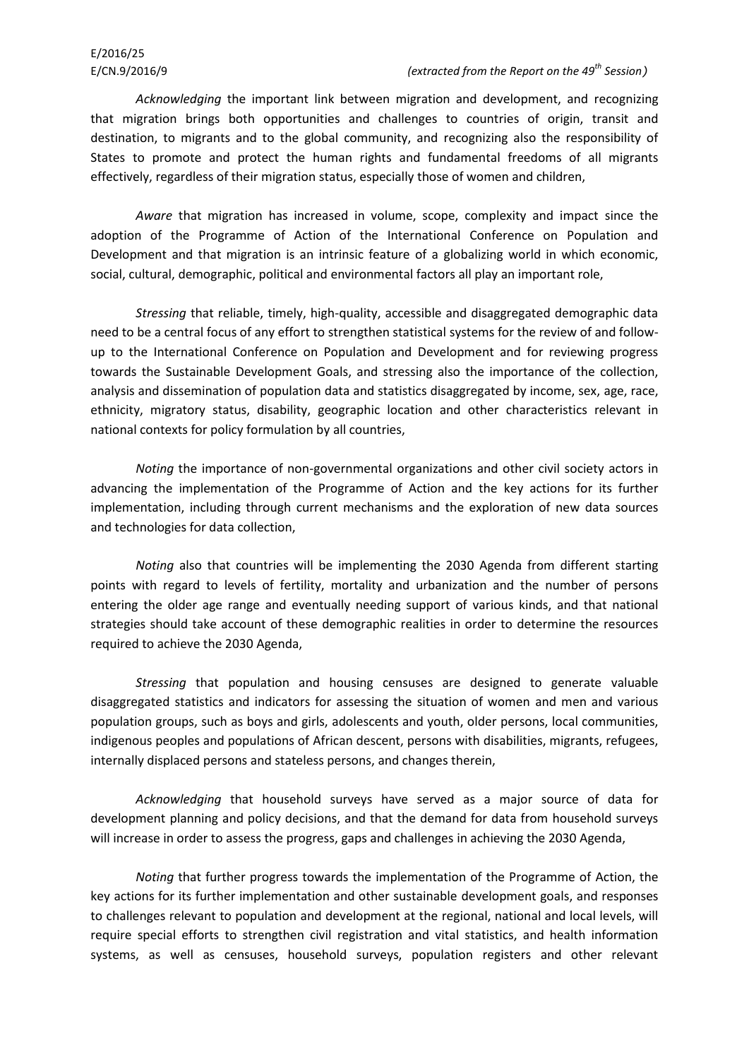*Acknowledging* the important link between migration and development, and recognizing that migration brings both opportunities and challenges to countries of origin, transit and destination, to migrants and to the global community, and recognizing also the responsibility of States to promote and protect the human rights and fundamental freedoms of all migrants effectively, regardless of their migration status, especially those of women and children,

*Aware* that migration has increased in volume, scope, complexity and impact since the adoption of the Programme of Action of the International Conference on Population and Development and that migration is an intrinsic feature of a globalizing world in which economic, social, cultural, demographic, political and environmental factors all play an important role,

*Stressing* that reliable, timely, high-quality, accessible and disaggregated demographic data need to be a central focus of any effort to strengthen statistical systems for the review of and follow-up to the International Conference on Population and Development and for reviewing progress towards the Sustainable Development Goals, and stressing also the importance of the collection, analysis and dissemination of population data and statistics disaggregated by income, sex, age, race, ethnicity, migratory status, disability, geographic location and other characteristics relevant in national contexts for policy formulation by all countries,

*Noting* the importance of non-governmental organizations and other civil society actors in advancing the implementation of the Programme of Action and the key actions for its further implementation, including through current mechanisms and the exploration of new data sources and technologies for data collection,

*Noting* also that countries will be implementing the 2030 Agenda from different starting points with regard to levels of fertility, mortality and urbanization and the number of persons entering the older age range and eventually needing support of various kinds, and that national strategies should take account of these demographic realities in order to determine the resources required to achieve the 2030 Agenda,

*Stressing* that population and housing censuses are designed to generate valuable disaggregated statistics and indicators for assessing the situation of women and men and various population groups, such as boys and girls, adolescents and youth, older persons, local communities, indigenous peoples and populations of African descent, persons with disabilities, migrants, refugees, internally displaced persons and stateless persons, and changes therein,

*Acknowledging* that household surveys have served as a major source of data for development planning and policy decisions, and that the demand for data from household surveys will increase in order to assess the progress, gaps and challenges in achieving the 2030 Agenda,

*Noting* that further progress towards the implementation of the Programme of Action, the key actions for its further implementation and other sustainable development goals, and responses to challenges relevant to population and development at the regional, national and local levels, will require special efforts to strengthen civil registration and vital statistics, and health information systems, as well as censuses, household surveys, population registers and other relevant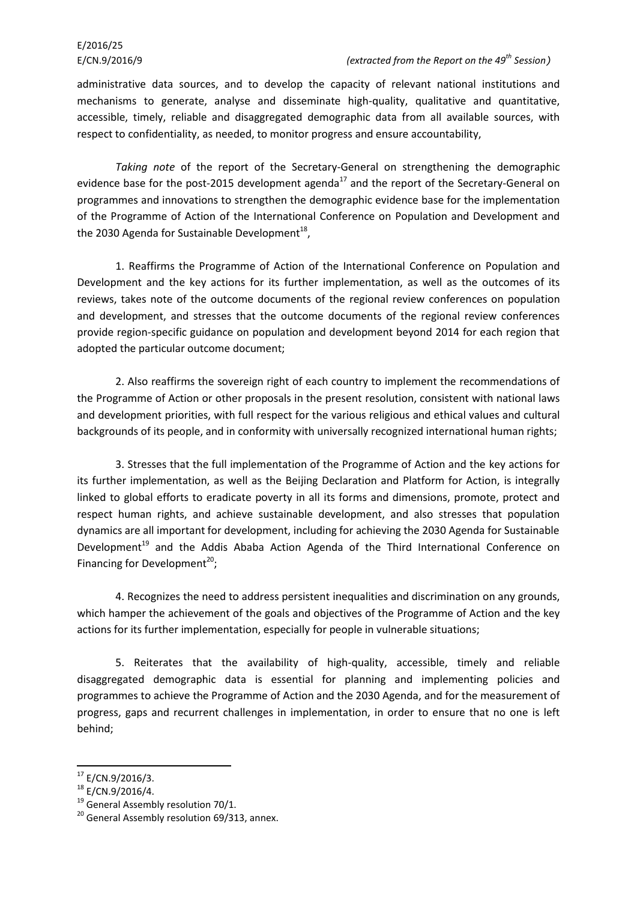administrative data sources, and to develop the capacity of relevant national institutions and mechanisms to generate, analyse and disseminate high-quality, qualitative and quantitative, accessible, timely, reliable and disaggregated demographic data from all available sources, with respect to confidentiality, as needed, to monitor progress and ensure accountability,

*Taking note* of the report of the Secretary-General on strengthening the demographic evidence base for the post-2015 development agenda[17] and the report of the Secretary-General on programmes and innovations to strengthen the demographic evidence base for the implementation of the Programme of Action of the International Conference on Population and Development and the 2030 Agenda for Sustainable Development[18],

1. Reaffirms the Programme of Action of the International Conference on Population and Development and the key actions for its further implementation, as well as the outcomes of its reviews, takes note of the outcome documents of the regional review conferences on population and development, and stresses that the outcome documents of the regional review conferences provide region-specific guidance on population and development beyond 2014 for each region that adopted the particular outcome document;

2. Also reaffirms the sovereign right of each country to implement the recommendations of the Programme of Action or other proposals in the present resolution, consistent with national laws and development priorities, with full respect for the various religious and ethical values and cultural backgrounds of its people, and in conformity with universally recognized international human rights;

3. Stresses that the full implementation of the Programme of Action and the key actions for its further implementation, as well as the Beijing Declaration and Platform for Action, is integrally linked to global efforts to eradicate poverty in all its forms and dimensions, promote, protect and respect human rights, and achieve sustainable development, and also stresses that population dynamics are all important for development, including for achieving the 2030 Agenda for Sustainable Development[19] and the Addis Ababa Action Agenda of the Third International Conference on Financing for Development[20];

4. Recognizes the need to address persistent inequalities and discrimination on any grounds, which hamper the achievement of the goals and objectives of the Programme of Action and the key actions for its further implementation, especially for people in vulnerable situations;

5. Reiterates that the availability of high-quality, accessible, timely and reliable disaggregated demographic data is essential for planning and implementing policies and programmes to achieve the Programme of Action and the 2030 Agenda, and for the measurement of progress, gaps and recurrent challenges in implementation, in order to ensure that no one is left behind;

---

[17] E/CN.9/2016/3.

[18] E/CN.9/2016/4.

[19] General Assembly resolution 70/1.

[20] General Assembly resolution 69/313, annex.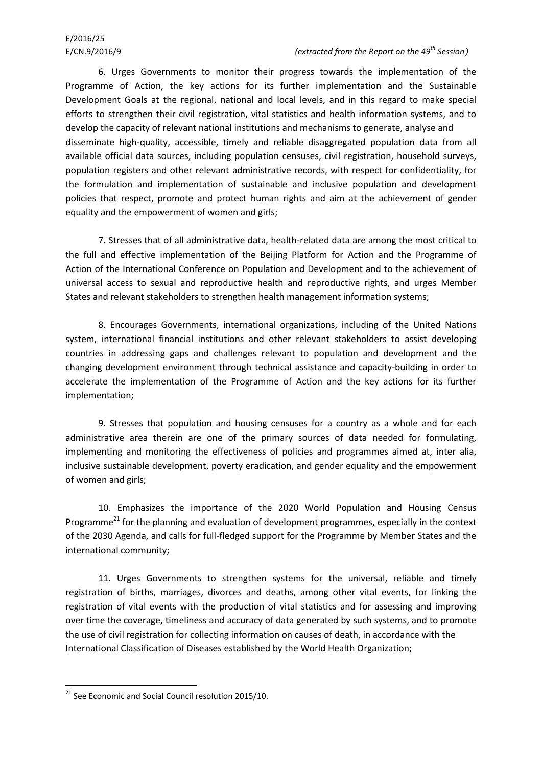6. Urges Governments to monitor their progress towards the implementation of the Programme of Action, the key actions for its further implementation and the Sustainable Development Goals at the regional, national and local levels, and in this regard to make special efforts to strengthen their civil registration, vital statistics and health information systems, and to develop the capacity of relevant national institutions and mechanisms to generate, analyse and disseminate high-quality, accessible, timely and reliable disaggregated population data from all available official data sources, including population censuses, civil registration, household surveys, population registers and other relevant administrative records, with respect for confidentiality, for the formulation and implementation of sustainable and inclusive population and development policies that respect, promote and protect human rights and aim at the achievement of gender equality and the empowerment of women and girls;

7. Stresses that of all administrative data, health-related data are among the most critical to the full and effective implementation of the Beijing Platform for Action and the Programme of Action of the International Conference on Population and Development and to the achievement of universal access to sexual and reproductive health and reproductive rights, and urges Member States and relevant stakeholders to strengthen health management information systems;

8. Encourages Governments, international organizations, including of the United Nations system, international financial institutions and other relevant stakeholders to assist developing countries in addressing gaps and challenges relevant to population and development and the changing development environment through technical assistance and capacity-building in order to accelerate the implementation of the Programme of Action and the key actions for its further implementation;

9. Stresses that population and housing censuses for a country as a whole and for each administrative area therein are one of the primary sources of data needed for formulating, implementing and monitoring the effectiveness of policies and programmes aimed at, inter alia, inclusive sustainable development, poverty eradication, and gender equality and the empowerment of women and girls;

10. Emphasizes the importance of the 2020 World Population and Housing Census Programme[21] for the planning and evaluation of development programmes, especially in the context of the 2030 Agenda, and calls for full-fledged support for the Programme by Member States and the international community;

11. Urges Governments to strengthen systems for the universal, reliable and timely registration of births, marriages, divorces and deaths, among other vital events, for linking the registration of vital events with the production of vital statistics and for assessing and improving over time the coverage, timeliness and accuracy of data generated by such systems, and to promote the use of civil registration for collecting information on causes of death, in accordance with the International Classification of Diseases established by the World Health Organization;

[21] See Economic and Social Council resolution 2015/10.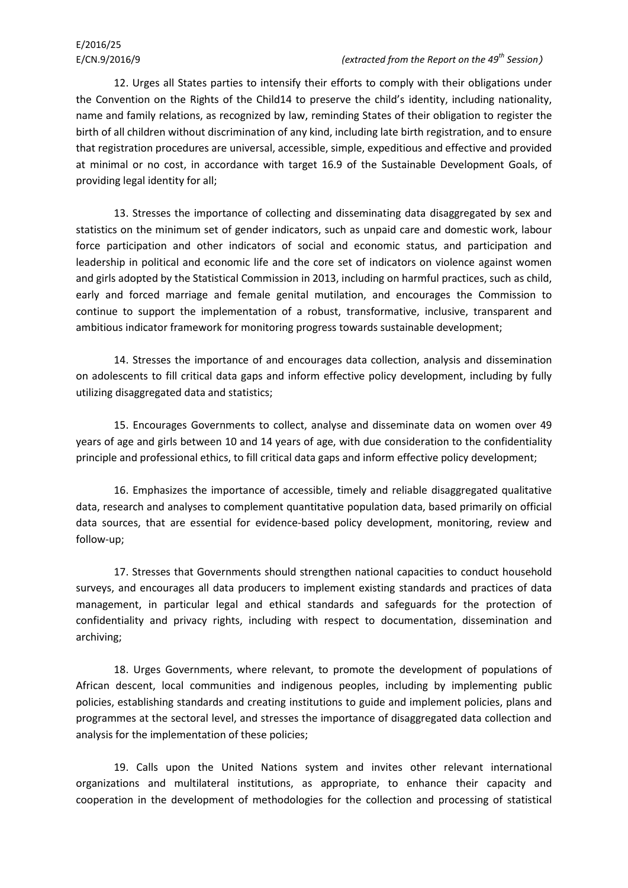12. Urges all States parties to intensify their efforts to comply with their obligations under the Convention on the Rights of the Child14 to preserve the child's identity, including nationality, name and family relations, as recognized by law, reminding States of their obligation to register the birth of all children without discrimination of any kind, including late birth registration, and to ensure that registration procedures are universal, accessible, simple, expeditious and effective and provided at minimal or no cost, in accordance with target 16.9 of the Sustainable Development Goals, of providing legal identity for all;

13. Stresses the importance of collecting and disseminating data disaggregated by sex and statistics on the minimum set of gender indicators, such as unpaid care and domestic work, labour force participation and other indicators of social and economic status, and participation and leadership in political and economic life and the core set of indicators on violence against women and girls adopted by the Statistical Commission in 2013, including on harmful practices, such as child, early and forced marriage and female genital mutilation, and encourages the Commission to continue to support the implementation of a robust, transformative, inclusive, transparent and ambitious indicator framework for monitoring progress towards sustainable development;

14. Stresses the importance of and encourages data collection, analysis and dissemination on adolescents to fill critical data gaps and inform effective policy development, including by fully utilizing disaggregated data and statistics;

15. Encourages Governments to collect, analyse and disseminate data on women over 49 years of age and girls between 10 and 14 years of age, with due consideration to the confidentiality principle and professional ethics, to fill critical data gaps and inform effective policy development;

16. Emphasizes the importance of accessible, timely and reliable disaggregated qualitative data, research and analyses to complement quantitative population data, based primarily on official data sources, that are essential for evidence-based policy development, monitoring, review and follow-up;

17. Stresses that Governments should strengthen national capacities to conduct household surveys, and encourages all data producers to implement existing standards and practices of data management, in particular legal and ethical standards and safeguards for the protection of confidentiality and privacy rights, including with respect to documentation, dissemination and archiving;

18. Urges Governments, where relevant, to promote the development of populations of African descent, local communities and indigenous peoples, including by implementing public policies, establishing standards and creating institutions to guide and implement policies, plans and programmes at the sectoral level, and stresses the importance of disaggregated data collection and analysis for the implementation of these policies;

19. Calls upon the United Nations system and invites other relevant international organizations and multilateral institutions, as appropriate, to enhance their capacity and cooperation in the development of methodologies for the collection and processing of statistical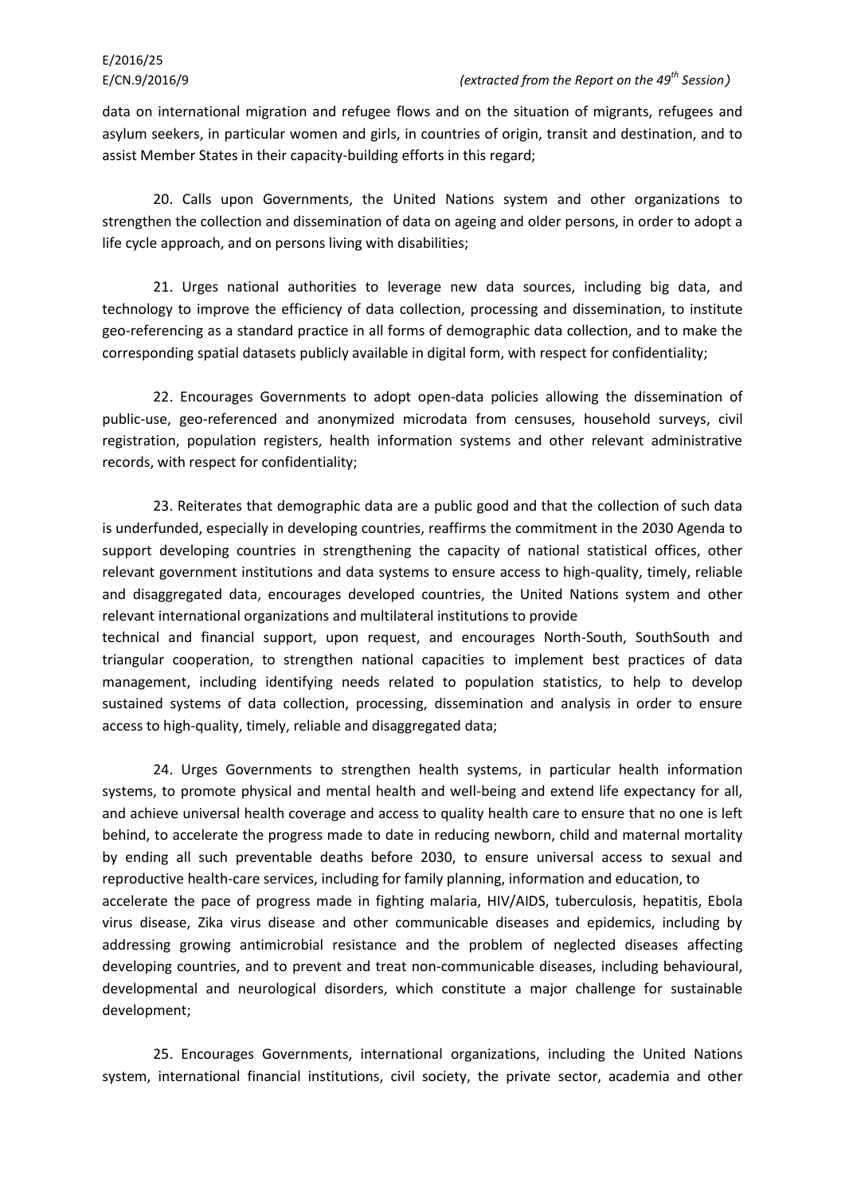data on international migration and refugee flows and on the situation of migrants, refugees and asylum seekers, in particular women and girls, in countries of origin, transit and destination, and to assist Member States in their capacity-building efforts in this regard;

20. Calls upon Governments, the United Nations system and other organizations to strengthen the collection and dissemination of data on ageing and older persons, in order to adopt a life cycle approach, and on persons living with disabilities;

21. Urges national authorities to leverage new data sources, including big data, and technology to improve the efficiency of data collection, processing and dissemination, to institute geo-referencing as a standard practice in all forms of demographic data collection, and to make the corresponding spatial datasets publicly available in digital form, with respect for confidentiality;

22. Encourages Governments to adopt open-data policies allowing the dissemination of public-use, geo-referenced and anonymized microdata from censuses, household surveys, civil registration, population registers, health information systems and other relevant administrative records, with respect for confidentiality;

23. Reiterates that demographic data are a public good and that the collection of such data is underfunded, especially in developing countries, reaffirms the commitment in the 2030 Agenda to support developing countries in strengthening the capacity of national statistical offices, other relevant government institutions and data systems to ensure access to high-quality, timely, reliable and disaggregated data, encourages developed countries, the United Nations system and other relevant international organizations and multilateral institutions to provide technical and financial support, upon request, and encourages North-South, SouthSouth and triangular cooperation, to strengthen national capacities to implement best practices of data management, including identifying needs related to population statistics, to help to develop sustained systems of data collection, processing, dissemination and analysis in order to ensure access to high-quality, timely, reliable and disaggregated data;

24. Urges Governments to strengthen health systems, in particular health information systems, to promote physical and mental health and well-being and extend life expectancy for all, and achieve universal health coverage and access to quality health care to ensure that no one is left behind, to accelerate the progress made to date in reducing newborn, child and maternal mortality by ending all such preventable deaths before 2030, to ensure universal access to sexual and reproductive health-care services, including for family planning, information and education, to accelerate the pace of progress made in fighting malaria, HIV/AIDS, tuberculosis, hepatitis, Ebola virus disease, Zika virus disease and other communicable diseases and epidemics, including by addressing growing antimicrobial resistance and the problem of neglected diseases affecting developing countries, and to prevent and treat non-communicable diseases, including behavioural, developmental and neurological disorders, which constitute a major challenge for sustainable development;

25. Encourages Governments, international organizations, including the United Nations system, international financial institutions, civil society, the private sector, academia and other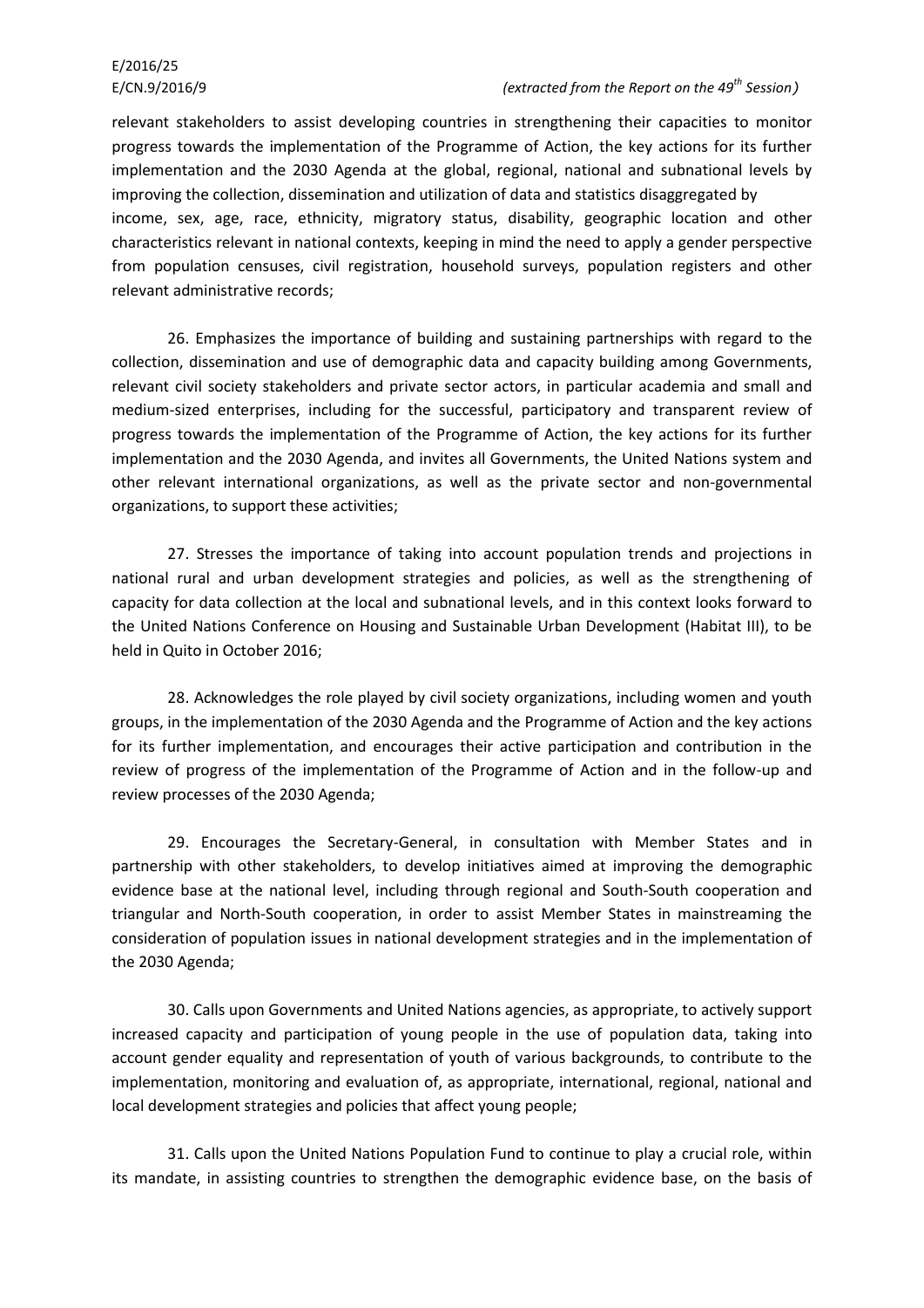relevant stakeholders to assist developing countries in strengthening their capacities to monitor progress towards the implementation of the Programme of Action, the key actions for its further implementation and the 2030 Agenda at the global, regional, national and subnational levels by improving the collection, dissemination and utilization of data and statistics disaggregated by income, sex, age, race, ethnicity, migratory status, disability, geographic location and other characteristics relevant in national contexts, keeping in mind the need to apply a gender perspective from population censuses, civil registration, household surveys, population registers and other relevant administrative records;

26. Emphasizes the importance of building and sustaining partnerships with regard to the collection, dissemination and use of demographic data and capacity building among Governments, relevant civil society stakeholders and private sector actors, in particular academia and small and medium-sized enterprises, including for the successful, participatory and transparent review of progress towards the implementation of the Programme of Action, the key actions for its further implementation and the 2030 Agenda, and invites all Governments, the United Nations system and other relevant international organizations, as well as the private sector and non-governmental organizations, to support these activities;

27. Stresses the importance of taking into account population trends and projections in national rural and urban development strategies and policies, as well as the strengthening of capacity for data collection at the local and subnational levels, and in this context looks forward to the United Nations Conference on Housing and Sustainable Urban Development (Habitat III), to be held in Quito in October 2016;

28. Acknowledges the role played by civil society organizations, including women and youth groups, in the implementation of the 2030 Agenda and the Programme of Action and the key actions for its further implementation, and encourages their active participation and contribution in the review of progress of the implementation of the Programme of Action and in the follow-up and review processes of the 2030 Agenda;

29. Encourages the Secretary-General, in consultation with Member States and in partnership with other stakeholders, to develop initiatives aimed at improving the demographic evidence base at the national level, including through regional and South-South cooperation and triangular and North-South cooperation, in order to assist Member States in mainstreaming the consideration of population issues in national development strategies and in the implementation of the 2030 Agenda;

30. Calls upon Governments and United Nations agencies, as appropriate, to actively support increased capacity and participation of young people in the use of population data, taking into account gender equality and representation of youth of various backgrounds, to contribute to the implementation, monitoring and evaluation of, as appropriate, international, regional, national and local development strategies and policies that affect young people;

31. Calls upon the United Nations Population Fund to continue to play a crucial role, within its mandate, in assisting countries to strengthen the demographic evidence base, on the basis of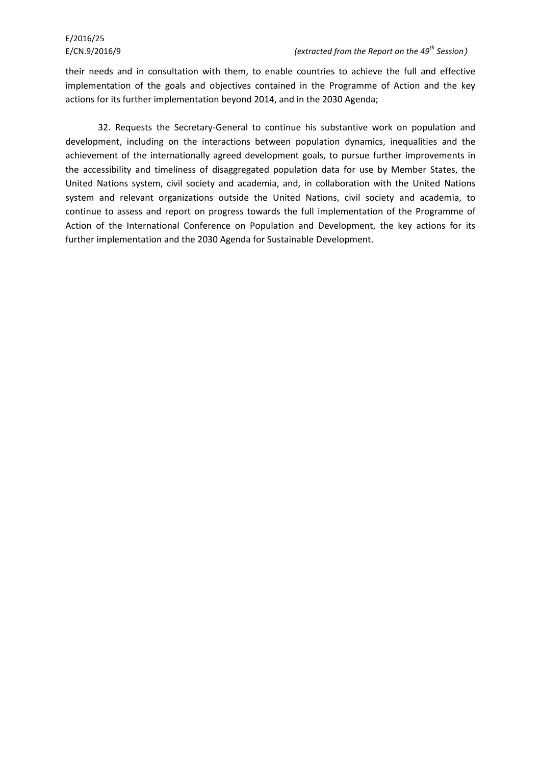their needs and in consultation with them, to enable countries to achieve the full and effective implementation of the goals and objectives contained in the Programme of Action and the key actions for its further implementation beyond 2014, and in the 2030 Agenda;

32. Requests the Secretary-General to continue his substantive work on population and development, including on the interactions between population dynamics, inequalities and the achievement of the internationally agreed development goals, to pursue further improvements in the accessibility and timeliness of disaggregated population data for use by Member States, the United Nations system, civil society and academia, and, in collaboration with the United Nations system and relevant organizations outside the United Nations, civil society and academia, to continue to assess and report on progress towards the full implementation of the Programme of Action of the International Conference on Population and Development, the key actions for its further implementation and the 2030 Agenda for Sustainable Development.